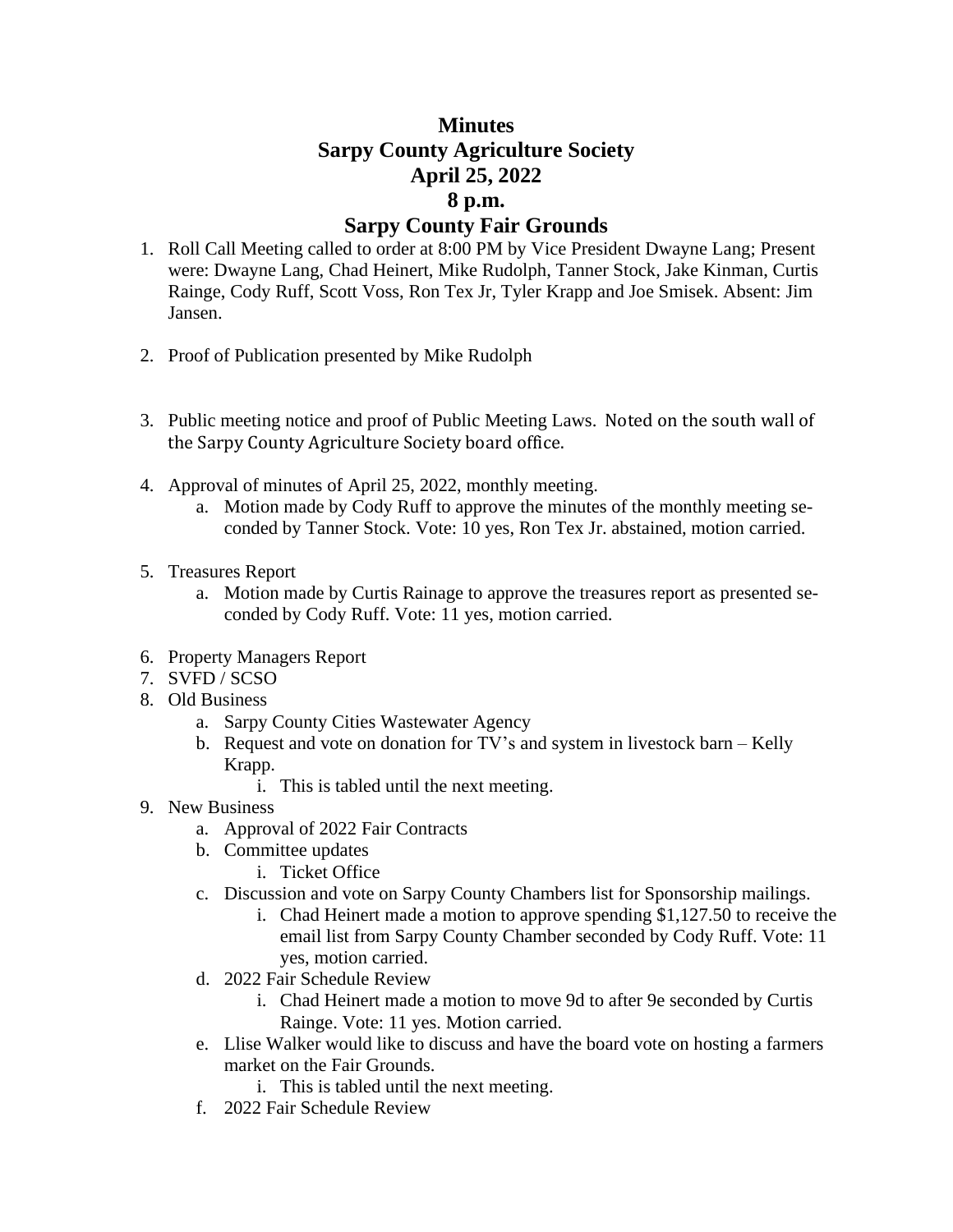# Minutes
# Sarpy County Agriculture Society
# April 25, 2022
# 8 p.m.
# Sarpy County Fair Grounds

1. Roll Call Meeting called to order at 8:00 PM by Vice President Dwayne Lang; Present were: Dwayne Lang, Chad Heinert, Mike Rudolph, Tanner Stock, Jake Kinman, Curtis Rainge, Cody Ruff, Scott Voss, Ron Tex Jr, Tyler Krapp and Joe Smisek. Absent: Jim Jansen.

2. Proof of Publication presented by Mike Rudolph

3. Public meeting notice and proof of Public Meeting Laws. Noted on the south wall of the Sarpy County Agriculture Society board office.

4. Approval of minutes of April 25, 2022, monthly meeting.
    a. Motion made by Cody Ruff to approve the minutes of the monthly meeting seconded by Tanner Stock. Vote: 10 yes, Ron Tex Jr. abstained, motion carried.

5. Treasures Report
    a. Motion made by Curtis Rainage to approve the treasures report as presented seconded by Cody Ruff. Vote: 11 yes, motion carried.

6. Property Managers Report
7. SVFD / SCSO
8. Old Business
    a. Sarpy County Cities Wastewater Agency
    b. Request and vote on donation for TV's and system in livestock barn – Kelly Krapp.
        i. This is tabled until the next meeting.
9. New Business
    a. Approval of 2022 Fair Contracts
    b. Committee updates
        i. Ticket Office
    c. Discussion and vote on Sarpy County Chambers list for Sponsorship mailings.
        i. Chad Heinert made a motion to approve spending $1,127.50 to receive the email list from Sarpy County Chamber seconded by Cody Ruff. Vote: 11 yes, motion carried.
    d. 2022 Fair Schedule Review
        i. Chad Heinert made a motion to move 9d to after 9e seconded by Curtis Rainge. Vote: 11 yes. Motion carried.
    e. Llise Walker would like to discuss and have the board vote on hosting a farmers market on the Fair Grounds.
        i. This is tabled until the next meeting.
    f. 2022 Fair Schedule Review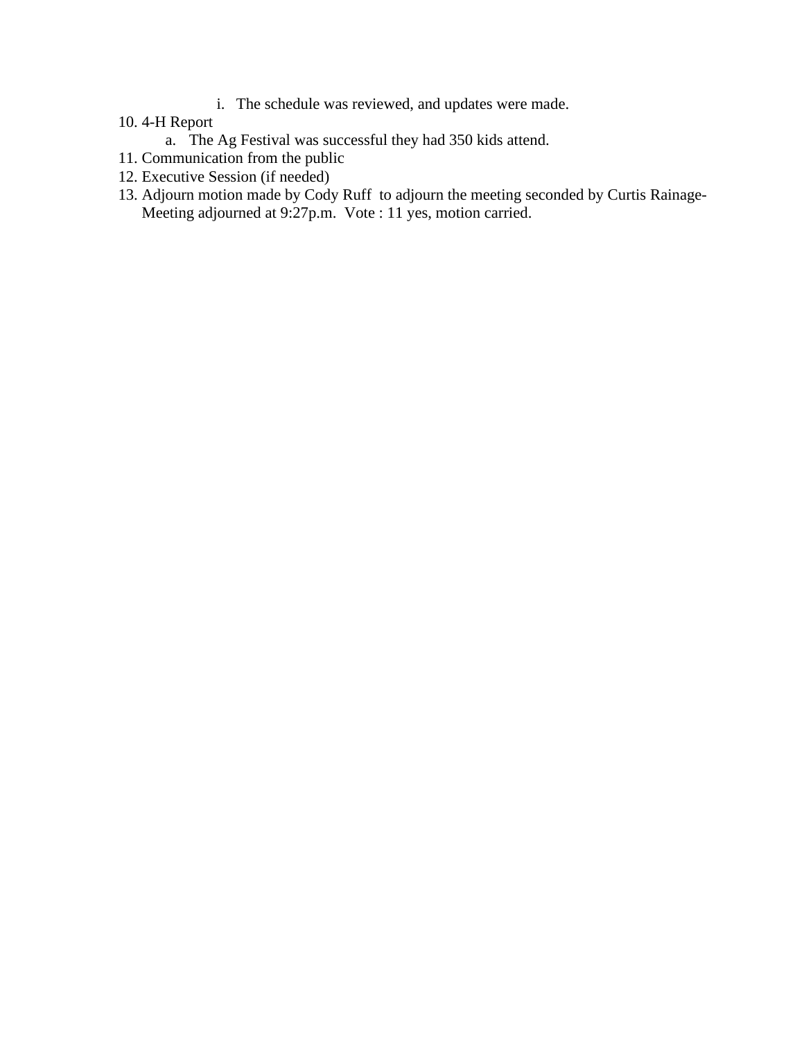i. The schedule was reviewed, and updates were made.

10. 4-H Report
    a. The Ag Festival was successful they had 350 kids attend.
11. Communication from the public
12. Executive Session (if needed)
13. Adjourn motion made by Cody Ruff to adjourn the meeting seconded by Curtis Rainage-Meeting adjourned at 9:27p.m. Vote : 11 yes, motion carried.